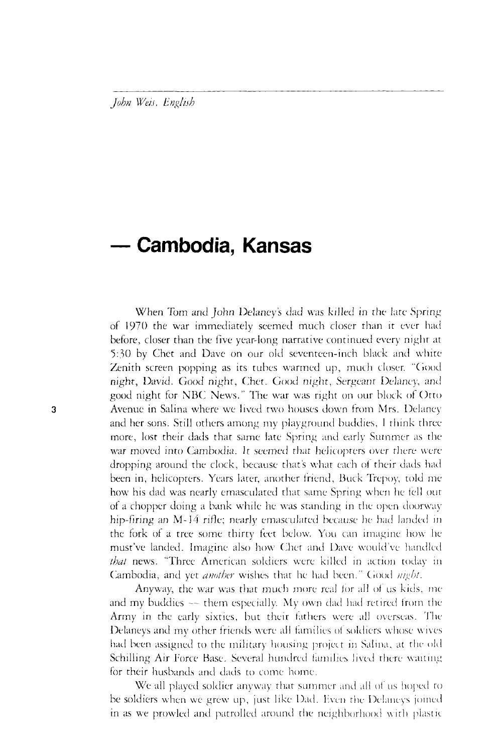*John Weis, English*

# — Cambodia, Kansas

When Tom and John Delaney's dad was killed in the late Spring of 1970 the war immediately seemed much closer than it ever had before, closer than the five year-long narrative continued every night at 5:30 by Chet and Dave on our old seventeen-inch black and white Zenith screen popping as its tubes warmed up, much closer. "Good night, David. Good night, Chet. Good night, Sergeant Delaney, and good night for NBC News." The war was right on our block of Otto Avenue in Salina where we lived two houses down from Mrs. Delaney and her sons. Still others among my playground buddies, I think three more, lost their dads that same late Spring and early Summer as the war moved into Cambodia. It seemed that helicopters over there were dropping around the clock, because that's what each of their dads had been in, helicopters. Years later, another friend, Buck Trepoy, told me how his dad was nearly emasculated that same Spring when he fell out of a chopper doing a bank while he was standing in the open doorway hip-firing an M-14 rifle; nearly emasculated because he had landed in the fork of a tree some thirty feet below. You can imagine how he must've landed. Imagine also how Chet and Dave would've handled *that* news. "Three American soldiers were killed in action today in Cambodia, and yet *another* wishes that he had been." Good *night*.

Anyway, the war was that much more real for all of us kids, me and my buddies — them especially. My own dad had retired from the Army in the early sixties, but their fathers were all overseas. The Delaneys and my other friends were all families of soldiers whose wives had been assigned to the military housing project in Salina, at the old Schilling Air Force Base. Several hundred families lived there waiting for their husbands and dads to come home.

We all played soldier anyway that summer and all of us hoped to be soldiers when we grew up, just like Dad. Even the Delaneys joined in as we prowled and patrolled around the neighborhood with plastic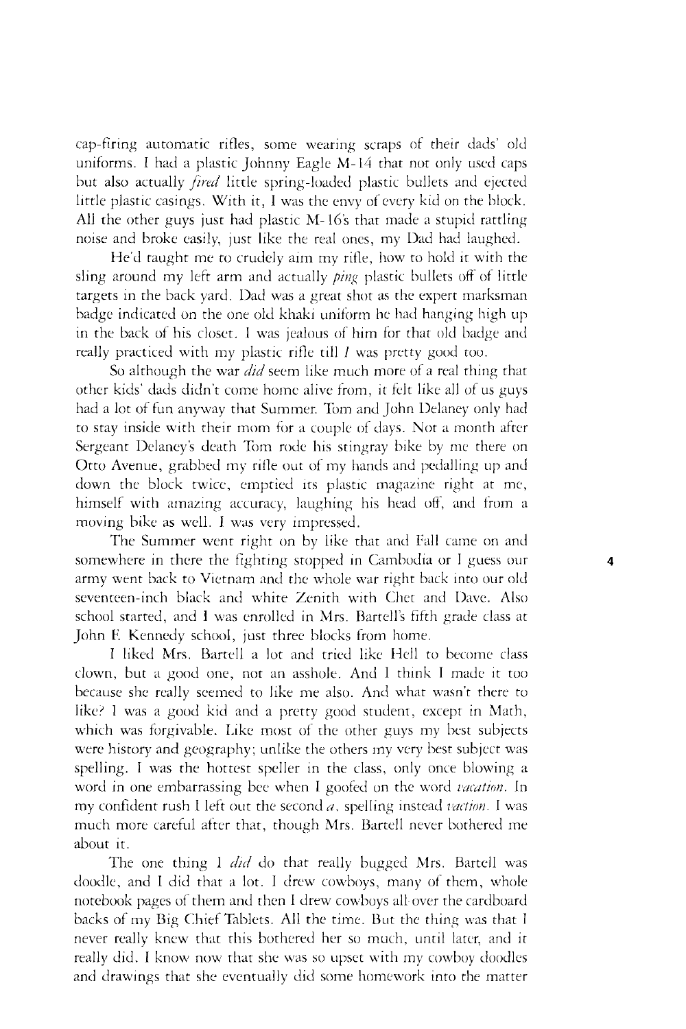cap-firing automatic rifles, some wearing scraps of their dads' old uniforms. I had a plastic Johnny Eagle M-14 that not only used caps but also actually *fired* little spring-loaded plastic bullets and ejected little plastic casings. With it, I was the envy of every kid on the block. All the other guys just had plastic M-16's that made a stupid rattling noise and broke easily, just like the real ones, my Dad had laughed.

He'd taught me to crudely aim my rifle, how to hold it with the sling around my left arm and actually *ping* plastic bullets off of little targets in the back yard. Dad was a great shot as the expert marksman badge indicated on the one old khaki uniform he had hanging high up in the back of his closet. I was jealous of him for that old badge and really practiced with my plastic rifle till *I* was pretty good too.

So although the war *did* seem like much more of a real thing that other kids' dads didn't come home alive from, it felt like all of us guys had a lot of fun anyway that Summer. Tom and John Delaney only had to stay inside with their mom for a couple of days. Not a month after Sergeant Delaney's death Tom rode his stingray bike by me there on Otto Avenue, grabbed my rifle out of my hands and pedalling up and down the block twice, emptied its plastic magazine right at me, himself with amazing accuracy, laughing his head off, and from a moving bike as well. I was very impressed.

The Summer went right on by like that and Fall came on and somewhere in there the fighting stopped in Cambodia or I guess our army went back to Vietnam and the whole war right back into our old seventeen-inch black and white Zenith with Chet and Dave. Also school started, and I was enrolled in Mrs. Bartell's fifth grade class at John F. Kennedy school, just three blocks from home.

I liked Mrs. Bartell a lot and tried like Hell to become class clown, but a good one, not an asshole. And I think I made it too because she really seemed to like me also. And what wasn't there to like? I was a good kid and a pretty good student, except in Math, which was forgivable. Like most of the other guys my best subjects were history and geography; unlike the others my very best subject was spelling. I was the hottest speller in the class, only once blowing a word in one embarrassing bee when I goofed on the word *vacation*. In my confident rush I left out the second *a*, spelling instead *vaction*. I was much more careful after that, though Mrs. Bartell never bothered me about it.

The one thing I *did* do that really bugged Mrs. Bartell was doodle, and I did that a lot. I drew cowboys, many of them, whole notebook pages of them and then I drew cowboys all over the cardboard backs of my Big Chief Tablets. All the time. But the thing was that I never really knew that this bothered her so much, until later, and it really did. I know now that she was so upset with my cowboy doodles and drawings that she eventually did some homework into the matter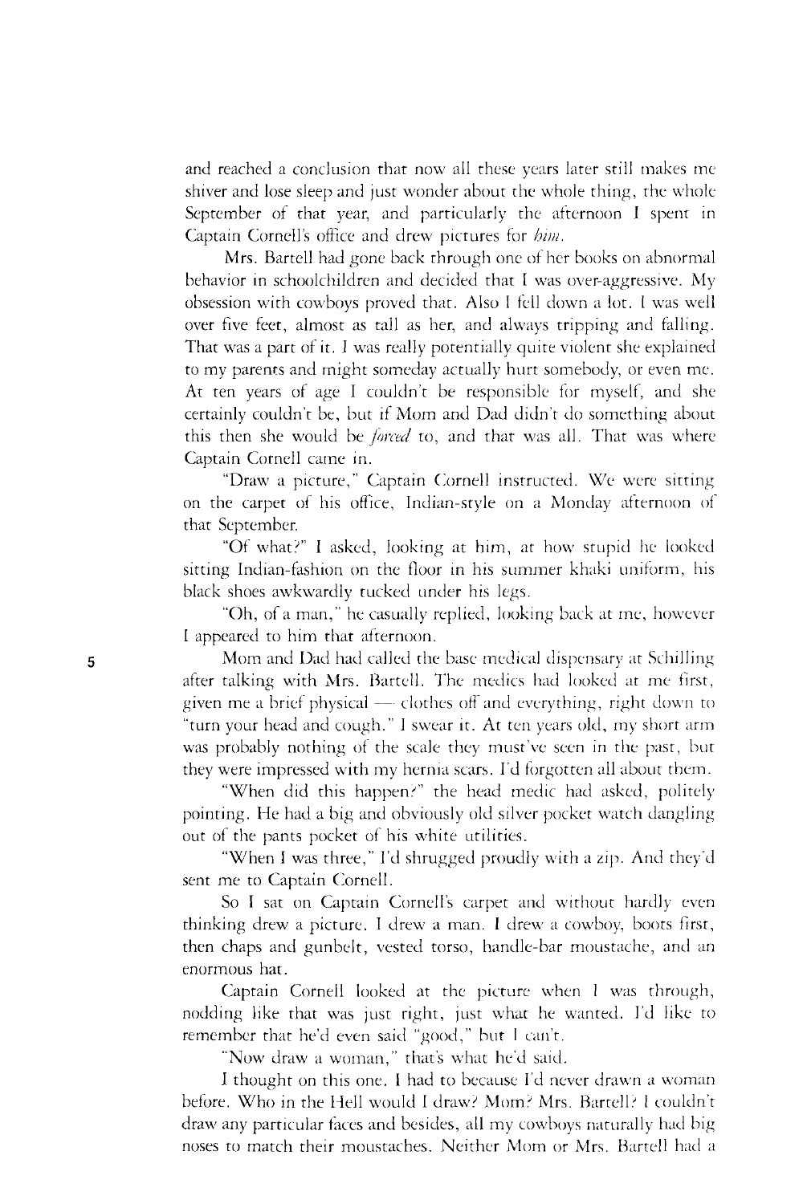and reached a conclusion that now all these years later still makes me shiver and lose sleep and just wonder about the whole thing, the whole September of that year, and particularly the afternoon I spent in Captain Cornell's office and drew pictures for *him*.

Mrs. Bartell had gone back through one of her books on abnormal behavior in schoolchildren and decided that I was over-aggressive. My obsession with cowboys proved that. Also I fell down a lot. I was well over five feet, almost as tall as her, and always tripping and falling. That was a part of it. I was really potentially quite violent she explained to my parents and might someday actually hurt somebody, or even me. At ten years of age I couldn't be responsible for myself, and she certainly couldn't be, but if Mom and Dad didn't do something about this then she would be *forced* to, and that was all. That was where Captain Cornell came in.

"Draw a picture," Captain Cornell instructed. We were sitting on the carpet of his office, Indian-style on a Monday afternoon of that September.

"Of what?" I asked, looking at him, at how stupid he looked sitting Indian-fashion on the floor in his summer khaki uniform, his black shoes awkwardly tucked under his legs.

"Oh, of a man," he casually replied, looking back at me, however I appeared to him that afternoon.

Mom and Dad had called the base medical dispensary at Schilling after talking with Mrs. Bartell. The medics had looked at me first, given me a brief physical — clothes off and everything, right down to "turn your head and cough." I swear it. At ten years old, my short arm was probably nothing of the scale they must've seen in the past, but they were impressed with my hernia scars. I'd forgotten all about them.

"When did this happen?" the head medic had asked, politely pointing. He had a big and obviously old silver pocket watch dangling out of the pants pocket of his white utilities.

"When I was three," I'd shrugged proudly with a zip. And they'd sent me to Captain Cornell.

So I sat on Captain Cornell's carpet and without hardly even thinking drew a picture. I drew a man. I drew a cowboy, boots first, then chaps and gunbelt, vested torso, handle-bar moustache, and an enormous hat.

Captain Cornell looked at the picture when I was through, nodding like that was just right, just what he wanted. I'd like to remember that he'd even said "good," but I can't.

"Now draw a woman," that's what he'd said.

I thought on this one. I had to because I'd never drawn a woman before. Who in the Hell would I draw? Mom? Mrs. Bartell? I couldn't draw any particular faces and besides, all my cowboys naturally had big noses to match their moustaches. Neither Mom or Mrs. Bartell had a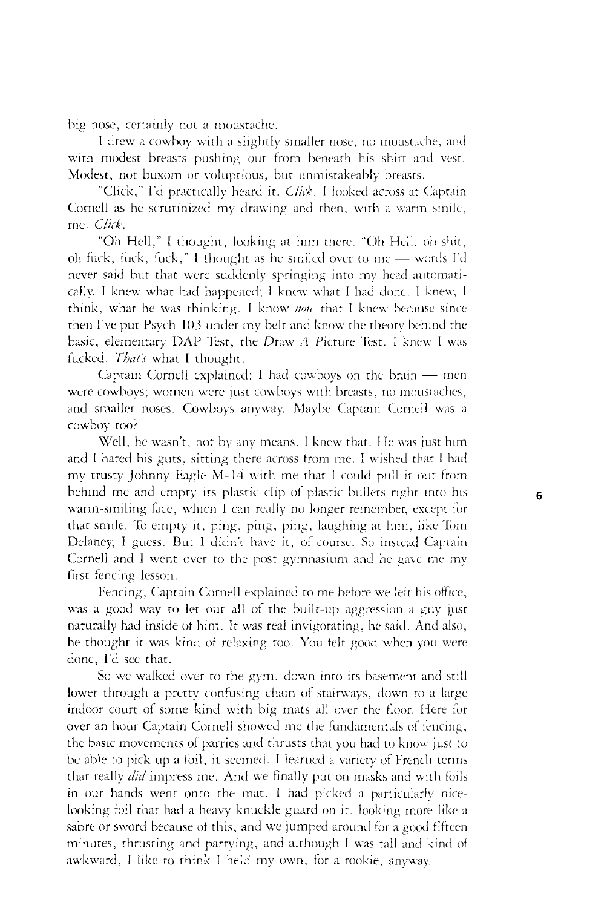big nose, certainly not a moustache.

I drew a cowboy with a slightly smaller nose, no moustache, and with modest breasts pushing out from beneath his shirt and vest. Modest, not buxom or voluptuous, but unmistakeably breasts.

"Click," I'd practically heard it. *Click*. I looked across at Captain Cornell as he scrutinized my drawing and then, with a warm smile, me. *Click*.

"Oh Hell," I thought, looking at him there. "Oh Hell, oh shit, oh fuck, fuck, fuck," I thought as he smiled over to me — words I'd never said but that were suddenly springing into my head automatically. I knew what had happened; I knew what I had done. I knew, I think, what he was thinking. I know *now* that I knew because since then I've put Psych 103 under my belt and know the theory behind the basic, elementary DAP Test, the *D*raw *A* *P*icture Test. I knew I was fucked. *That's* what I thought.

Captain Cornell explained: I had cowboys on the brain — men were cowboys; women were just cowboys with breasts, no moustaches, and smaller noses. Cowboys anyway. Maybe Captain Cornell was a cowboy too?

Well, he wasn't, not by any means, I knew that. He was just him and I hated his guts, sitting there across from me. I wished that I had my trusty Johnny Eagle M-14 with me that I could pull it out from behind me and empty its plastic clip of plastic bullets right into his warm-smiling face, which I can really no longer remember, except for that smile. To empty it, ping, ping, ping, laughing at him, like Tom Delaney, I guess. But I didn't have it, of course. So instead Captain Cornell and I went over to the post gymnasium and he gave me my first fencing lesson.

Fencing, Captain Cornell explained to me before we left his office, was a good way to let out all of the built-up aggression a guy just naturally had inside of him. It was real invigorating, he said. And also, he thought it was kind of relaxing too. You felt good when you were done, I'd see that.

So we walked over to the gym, down into its basement and still lower through a pretty confusing chain of stairways, down to a large indoor court of some kind with big mats all over the floor. Here for over an hour Captain Cornell showed me the fundamentals of fencing, the basic movements of parries and thrusts that you had to know just to be able to pick up a foil, it seemed. I learned a variety of French terms that really *did* impress me. And we finally put on masks and with foils in our hands went onto the mat. I had picked a particularly nice-looking foil that had a heavy knuckle guard on it, looking more like a sabre or sword because of this, and we jumped around for a good fifteen minutes, thrusting and parrying, and although I was tall and kind of awkward, I like to think I held my own, for a rookie, anyway.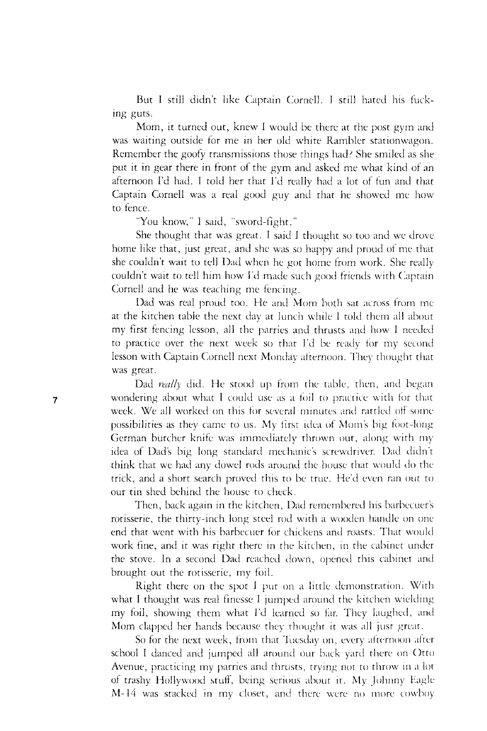But I still didn't like Captain Cornell. I still hated his fucking guts.

Mom, it turned out, knew I would be there at the post gym and was waiting outside for me in her old white Rambler stationwagon. Remember the goofy transmissions those things had? She smiled as she put it in gear there in front of the gym and asked me what kind of an afternoon I'd had. I told her that I'd really had a lot of fun and that Captain Cornell was a real good guy and that he showed me how to fence.

"You know," I said, "sword-fight."

She thought that was great. I said I thought so too and we drove home like that, just great, and she was so happy and proud of me that she couldn't wait to tell Dad when he got home from work. She really couldn't wait to tell him how I'd made such good friends with Captain Cornell and he was teaching me fencing.

Dad was real proud too. He and Mom both sat across from me at the kitchen table the next day at lunch while I told them all about my first fencing lesson, all the parries and thrusts and how I needed to practice over the next week so that I'd be ready for my second lesson with Captain Cornell next Monday afternoon. They thought that was great.

Dad *really* did. He stood up from the table, then, and began wondering about what I could use as a foil to practice with for that week. We all worked on this for several minutes and rattled off some possibilities as they came to us. My first idea of Mom's big foot-long German butcher knife was immediately thrown out, along with my idea of Dad's big long standard mechanic's screwdriver. Dad didn't think that we had any dowel rods around the house that would do the trick, and a short search proved this to be true. He'd even ran out to our tin shed behind the house to check.

Then, back again in the kitchen, Dad remembered his barbecuer's rotisserie, the thirty-inch long steel rod with a wooden handle on one end that went with his barbecuer for chickens and roasts. That would work fine, and it was right there in the kitchen, in the cabinet under the stove. In a second Dad reached down, opened this cabinet and brought out the rotisserie, my foil.

Right there on the spot I put on a little demonstration. With what I thought was real finesse I jumped around the kitchen wielding my foil, showing them what I'd learned so far. They laughed, and Mom clapped her hands because they thought it was all just great.

So for the next week, from that Tuesday on, every afternoon after school I danced and jumped all around our back yard there on Otto Avenue, practicing my parries and thrusts, trying not to throw in a lot of trashy Hollywood stuff, being serious about it. My Johnny Eagle M-14 was stacked in my closet, and there were no more cowboy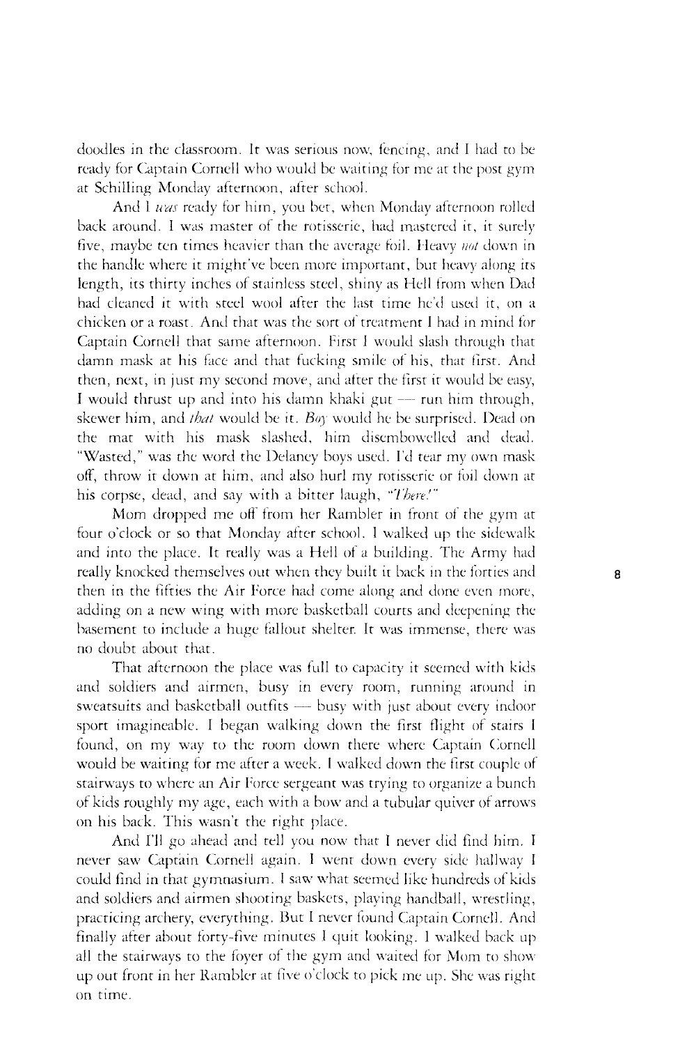doodles in the classroom. It was serious now, fencing, and I had to be ready for Captain Cornell who would be waiting for me at the post gym at Schilling Monday afternoon, after school.

And I *was* ready for him, you bet, when Monday afternoon rolled back around. I was master of the rotisserie, had mastered it, it surely five, maybe ten times heavier than the average foil. Heavy *not* down in the handle where it might've been more important, but heavy along its length, its thirty inches of stainless steel, shiny as Hell from when Dad had cleaned it with steel wool after the last time he'd used it, on a chicken or a roast. And that was the sort of treatment I had in mind for Captain Cornell that same afternoon. First I would slash through that damn mask at his face and that fucking smile of his, that first. And then, next, in just my second move, and after the first it would be easy, I would thrust up and into his damn khaki gut — run him through, skewer him, and *that* would be it. *Boy* would he be surprised. Dead on the mat with his mask slashed, him disembowelled and dead. "Wasted," was the word the Delaney boys used. I'd tear my own mask off, throw it down at him, and also hurl my rotisserie or foil down at his corpse, dead, and say with a bitter laugh, *"There!"*

Mom dropped me off from her Rambler in front of the gym at four o'clock or so that Monday after school. I walked up the sidewalk and into the place. It really was a Hell of a building. The Army had really knocked themselves out when they built it back in the forties and then in the fifties the Air Force had come along and done even more, adding on a new wing with more basketball courts and deepening the basement to include a huge fallout shelter. It was immense, there was no doubt about that.

That afternoon the place was full to capacity it seemed with kids and soldiers and airmen, busy in every room, running around in sweatsuits and basketball outfits — busy with just about every indoor sport imagineable. I began walking down the first flight of stairs I found, on my way to the room down there where Captain Cornell would be waiting for me after a week. I walked down the first couple of stairways to where an Air Force sergeant was trying to organize a bunch of kids roughly my age, each with a bow and a tubular quiver of arrows on his back. This wasn't the right place.

And I'll go ahead and tell you now that I never did find him. I never saw Captain Cornell again. I went down every side hallway I could find in that gymnasium. I saw what seemed like hundreds of kids and soldiers and airmen shooting baskets, playing handball, wrestling, practicing archery, everything. But I never found Captain Cornell. And finally after about forty-five minutes I quit looking. I walked back up all the stairways to the foyer of the gym and waited for Mom to show up out front in her Rambler at five o'clock to pick me up. She was right on time.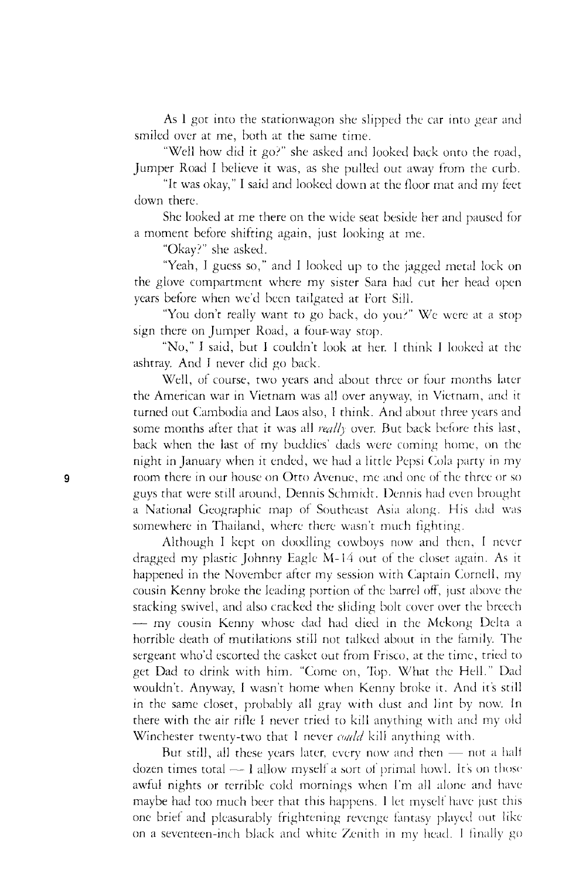As I got into the stationwagon she slipped the car into gear and smiled over at me, both at the same time.

"Well how did it go?" she asked and looked back onto the road, Jumper Road I believe it was, as she pulled out away from the curb.

"It was okay," I said and looked down at the floor mat and my feet down there.

She looked at me there on the wide seat beside her and paused for a moment before shifting again, just looking at me.

"Okay?" she asked.

"Yeah, I guess so," and I looked up to the jagged metal lock on the glove compartment where my sister Sara had cut her head open years before when we'd been tailgated at Fort Sill.

"You don't really want to go back, do you?" We were at a stop sign there on Jumper Road, a four-way stop.

"No," I said, but I couldn't look at her. I think I looked at the ashtray. And I never did go back.

Well, of course, two years and about three or four months later the American war in Vietnam was all over anyway, in Vietnam, and it turned out Cambodia and Laos also, I think. And about three years and some months after that it was all *really* over. But back before this last, back when the last of my buddies' dads were coming home, on the night in January when it ended, we had a little Pepsi Cola party in my room there in our house on Otto Avenue, me and one of the three or so guys that were still around, Dennis Schmidt. Dennis had even brought a National Geographic map of Southeast Asia along. His dad was somewhere in Thailand, where there wasn't much fighting.

Although I kept on doodling cowboys now and then, I never dragged my plastic Johnny Eagle M-14 out of the closet again. As it happened in the November after my session with Captain Cornell, my cousin Kenny broke the leading portion of the barrel off, just above the stacking swivel, and also cracked the sliding bolt cover over the breech — my cousin Kenny whose dad had died in the Mekong Delta a horrible death of mutilations still not talked about in the family. The sergeant who'd escorted the casket out from Frisco, at the time, tried to get Dad to drink with him. "Come on, Top. What the Hell." Dad wouldn't. Anyway, I wasn't home when Kenny broke it. And it's still in the same closet, probably all gray with dust and lint by now. In there with the air rifle I never tried to kill anything with and my old Winchester twenty-two that I never *could* kill anything with.

But still, all these years later, every now and then — not a half dozen times total — I allow myself a sort of primal howl. It's on those awful nights or terrible cold mornings when I'm all alone and have maybe had too much beer that this happens. I let myself have just this one brief and pleasurably frightening revenge fantasy played out like on a seventeen-inch black and white Zenith in my head. I finally go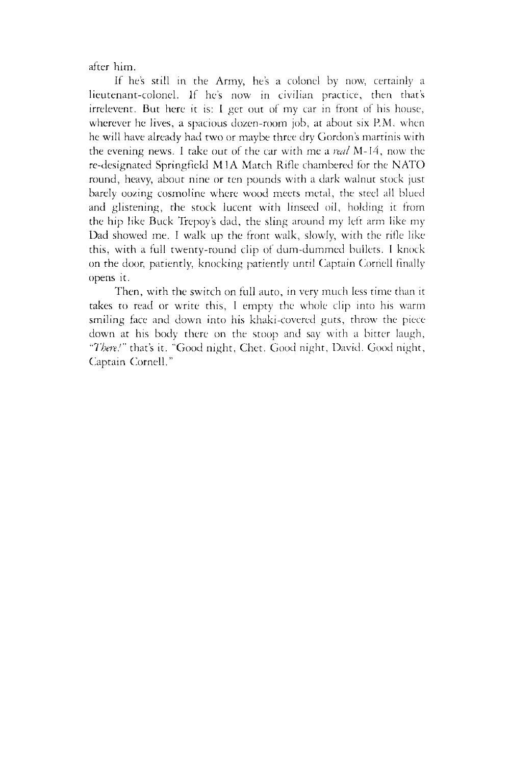after him.

If he's still in the Army, he's a colonel by now, certainly a lieutenant-colonel. If he's now in civilian practice, then that's irrelevent. But here it is: I get out of my car in front of his house, wherever he lives, a spacious dozen-room job, at about six P.M. when he will have already had two or maybe three dry Gordon's martinis with the evening news. I take out of the car with me a *real* M-14, now the re-designated Springfield M1A Match Rifle chambered for the NATO round, heavy, about nine or ten pounds with a dark walnut stock just barely oozing cosmoline where wood meets metal, the steel all blued and glistening, the stock lucent with linseed oil, holding it from the hip like Buck Trepoy's dad, the sling around my left arm like my Dad showed me. I walk up the front walk, slowly, with the rifle like this, with a full twenty-round clip of dum-dummed bullets. I knock on the door, patiently, knocking patiently until Captain Cornell finally opens it.

Then, with the switch on full auto, in very much less time than it takes to read or write this, I empty the whole clip into his warm smiling face and down into his khaki-covered guts, throw the piece down at his body there on the stoop and say with a bitter laugh, "*There!*" that's it. "Good night, Chet. Good night, David. Good night, Captain Cornell."